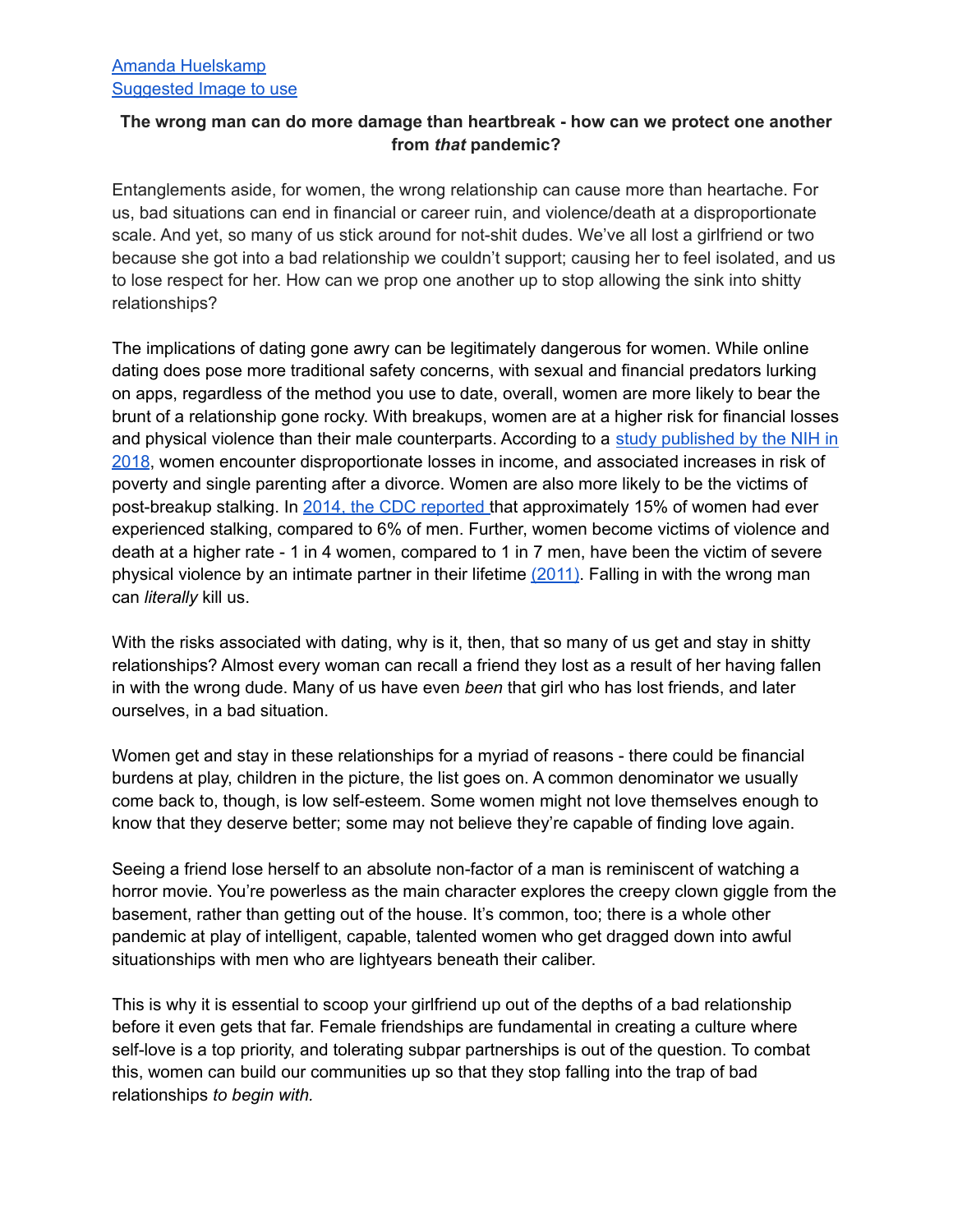[Amanda Huelskamp](#)
[Suggested Image to use](#)

**The wrong man can do more damage than heartbreak - how can we protect one another from *that* pandemic?**

Entanglements aside, for women, the wrong relationship can cause more than heartache. For us, bad situations can end in financial or career ruin, and violence/death at a disproportionate scale. And yet, so many of us stick around for not-shit dudes. We've all lost a girlfriend or two because she got into a bad relationship we couldn't support; causing her to feel isolated, and us to lose respect for her. How can we prop one another up to stop allowing the sink into shitty relationships?

The implications of dating gone awry can be legitimately dangerous for women. While online dating does pose more traditional safety concerns, with sexual and financial predators lurking on apps, regardless of the method you use to date, overall, women are more likely to bear the brunt of a relationship gone rocky. With breakups, women are at a higher risk for financial losses and physical violence than their male counterparts. According to a [study published by the NIH in 2018](#), women encounter disproportionate losses in income, and associated increases in risk of poverty and single parenting after a divorce. Women are also more likely to be the victims of post-breakup stalking. In [2014, the CDC reported](#) that approximately 15% of women had ever experienced stalking, compared to 6% of men. Further, women become victims of violence and death at a higher rate - 1 in 4 women, compared to 1 in 7 men, have been the victim of severe physical violence by an intimate partner in their lifetime [(2011)](#). Falling in with the wrong man can *literally* kill us.

With the risks associated with dating, why is it, then, that so many of us get and stay in shitty relationships? Almost every woman can recall a friend they lost as a result of her having fallen in with the wrong dude. Many of us have even *been* that girl who has lost friends, and later ourselves, in a bad situation.

Women get and stay in these relationships for a myriad of reasons - there could be financial burdens at play, children in the picture, the list goes on. A common denominator we usually come back to, though, is low self-esteem. Some women might not love themselves enough to know that they deserve better; some may not believe they're capable of finding love again.

Seeing a friend lose herself to an absolute non-factor of a man is reminiscent of watching a horror movie. You're powerless as the main character explores the creepy clown giggle from the basement, rather than getting out of the house. It's common, too; there is a whole other pandemic at play of intelligent, capable, talented women who get dragged down into awful situationships with men who are lightyears beneath their caliber.

This is why it is essential to scoop your girlfriend up out of the depths of a bad relationship before it even gets that far. Female friendships are fundamental in creating a culture where self-love is a top priority, and tolerating subpar partnerships is out of the question. To combat this, women can build our communities up so that they stop falling into the trap of bad relationships *to begin with.*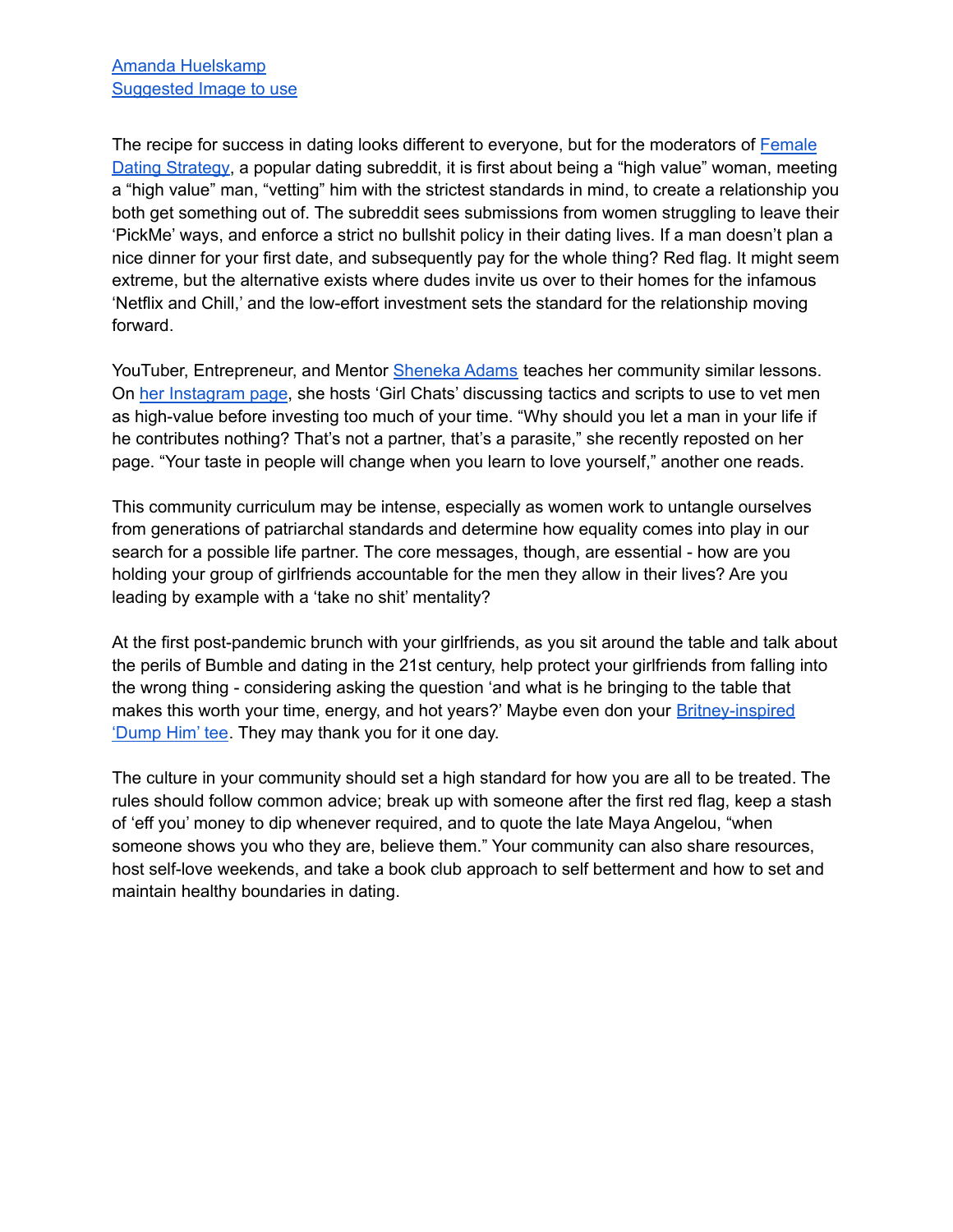[Amanda Huelskamp](#)
[Suggested Image to use](#)

The recipe for success in dating looks different to everyone, but for the moderators of [Female Dating Strategy](#), a popular dating subreddit, it is first about being a "high value" woman, meeting a "high value" man, "vetting" him with the strictest standards in mind, to create a relationship you both get something out of. The subreddit sees submissions from women struggling to leave their 'PickMe' ways, and enforce a strict no bullshit policy in their dating lives. If a man doesn't plan a nice dinner for your first date, and subsequently pay for the whole thing? Red flag. It might seem extreme, but the alternative exists where dudes invite us over to their homes for the infamous 'Netflix and Chill,' and the low-effort investment sets the standard for the relationship moving forward.

YouTuber, Entrepreneur, and Mentor [Sheneka Adams](#) teaches her community similar lessons. On [her Instagram page](#), she hosts 'Girl Chats' discussing tactics and scripts to use to vet men as high-value before investing too much of your time. "Why should you let a man in your life if he contributes nothing? That's not a partner, that's a parasite," she recently reposted on her page. "Your taste in people will change when you learn to love yourself," another one reads.

This community curriculum may be intense, especially as women work to untangle ourselves from generations of patriarchal standards and determine how equality comes into play in our search for a possible life partner. The core messages, though, are essential - how are you holding your group of girlfriends accountable for the men they allow in their lives? Are you leading by example with a 'take no shit' mentality?

At the first post-pandemic brunch with your girlfriends, as you sit around the table and talk about the perils of Bumble and dating in the 21st century, help protect your girlfriends from falling into the wrong thing - considering asking the question 'and what is he bringing to the table that makes this worth your time, energy, and hot years?' Maybe even don your [Britney-inspired 'Dump Him' tee](#). They may thank you for it one day.

The culture in your community should set a high standard for how you are all to be treated. The rules should follow common advice; break up with someone after the first red flag, keep a stash of 'eff you' money to dip whenever required, and to quote the late Maya Angelou, "when someone shows you who they are, believe them." Your community can also share resources, host self-love weekends, and take a book club approach to self betterment and how to set and maintain healthy boundaries in dating.